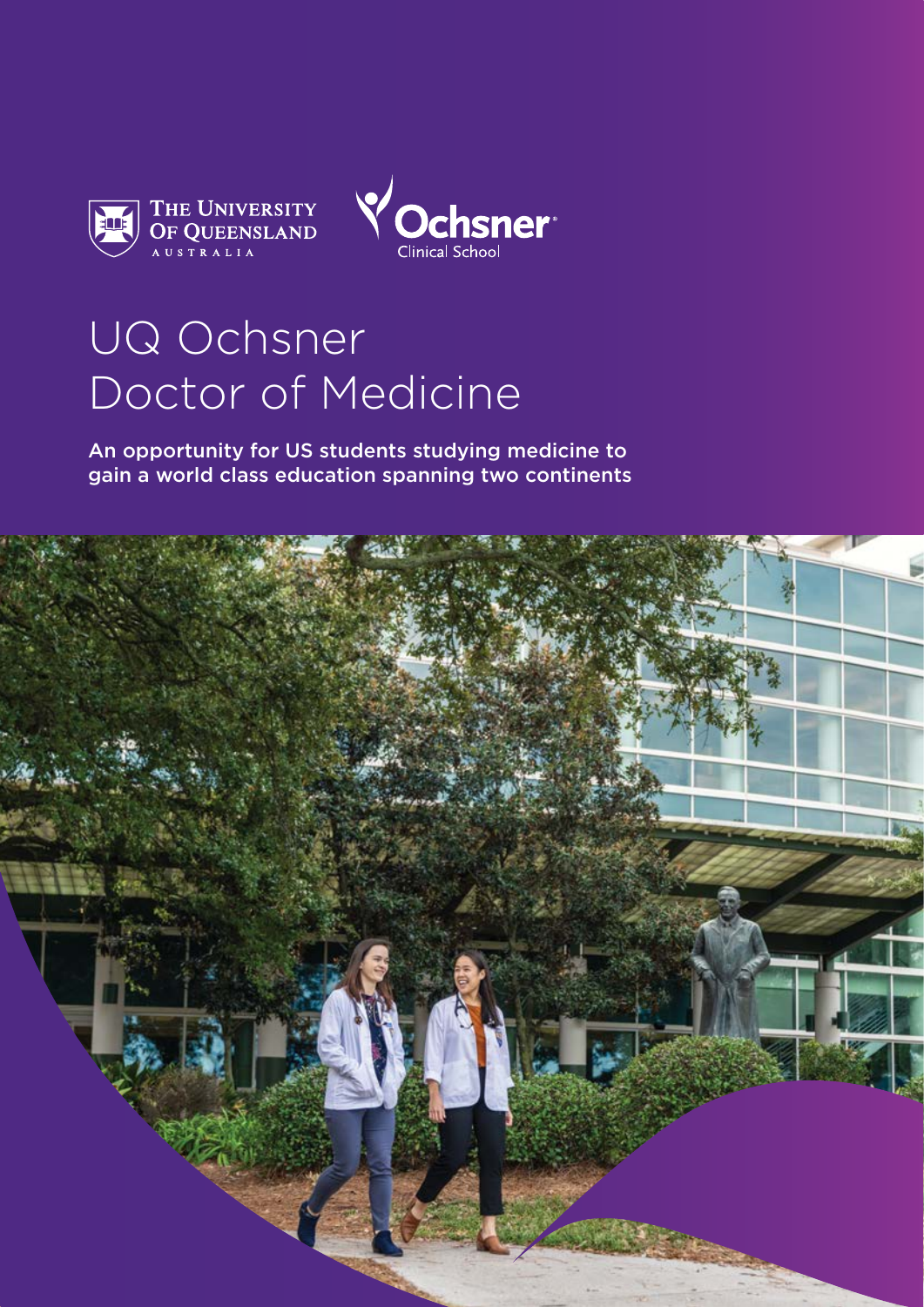THE UNIVERSITY OF QUEENSLAND AUSTRALIA

Ochsner Clinical School

# UQ Ochsner Doctor of Medicine

An opportunity for US students studying medicine to gain a world class education spanning two continents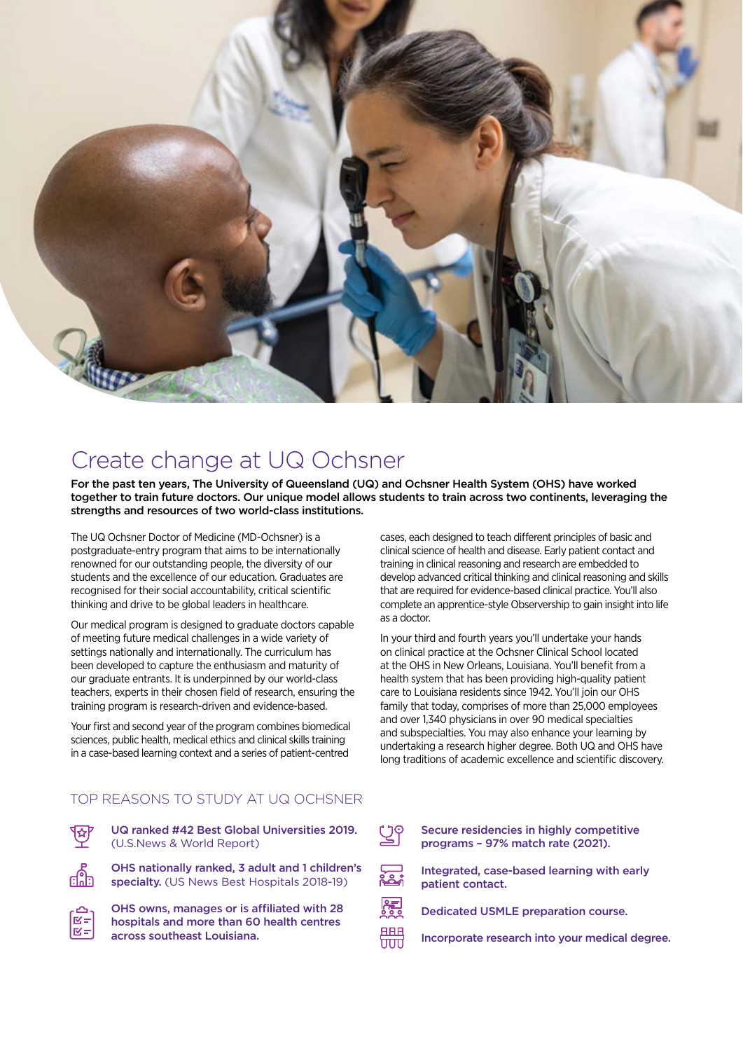# Create change at UQ Ochsner

**For the past ten years, The University of Queensland (UQ) and Ochsner Health System (OHS) have worked together to train future doctors. Our unique model allows students to train across two continents, leveraging the strengths and resources of two world-class institutions.**

The UQ Ochsner Doctor of Medicine (MD-Ochsner) is a postgraduate-entry program that aims to be internationally renowned for our outstanding people, the diversity of our students and the excellence of our education. Graduates are recognised for their social accountability, critical scientific thinking and drive to be global leaders in healthcare.

Our medical program is designed to graduate doctors capable of meeting future medical challenges in a wide variety of settings nationally and internationally. The curriculum has been developed to capture the enthusiasm and maturity of our graduate entrants. It is underpinned by our world-class teachers, experts in their chosen field of research, ensuring the training program is research-driven and evidence-based.

Your first and second year of the program combines biomedical sciences, public health, medical ethics and clinical skills training in a case-based learning context and a series of patient-centred cases, each designed to teach different principles of basic and clinical science of health and disease. Early patient contact and training in clinical reasoning and research are embedded to develop advanced critical thinking and clinical reasoning and skills that are required for evidence-based clinical practice. You'll also complete an apprentice-style Observership to gain insight into life as a doctor.

In your third and fourth years you'll undertake your hands on clinical practice at the Ochsner Clinical School located at the OHS in New Orleans, Louisiana. You'll benefit from a health system that has been providing high-quality patient care to Louisiana residents since 1942. You'll join our OHS family that today, comprises of more than 25,000 employees and over 1,340 physicians in over 90 medical specialties and subspecialties. You may also enhance your learning by undertaking a research higher degree. Both UQ and OHS have long traditions of academic excellence and scientific discovery.

## TOP REASONS TO STUDY AT UQ OCHSNER

- **UQ ranked #42 Best Global Universities 2019.** (U.S.News & World Report)
- **OHS nationally ranked, 3 adult and 1 children's specialty.** (US News Best Hospitals 2018-19)
- **OHS owns, manages or is affiliated with 28 hospitals and more than 60 health centres across southeast Louisiana.**
- **Secure residencies in highly competitive programs – 97% match rate (2021).**
- **Integrated, case-based learning with early patient contact.**
- **Dedicated USMLE preparation course.**
- **Incorporate research into your medical degree.**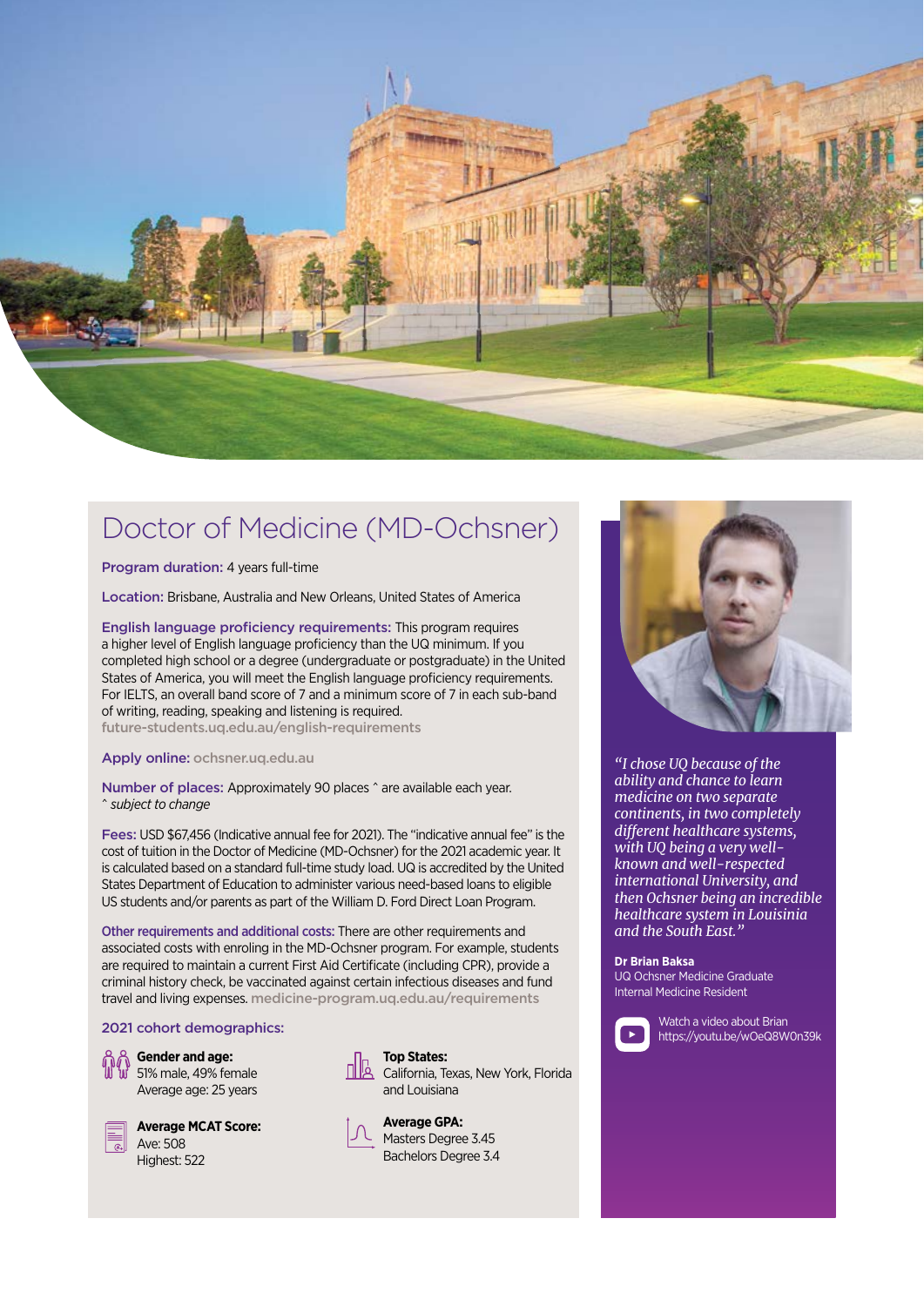# Doctor of Medicine (MD-Ochsner)

**Program duration:** 4 years full-time

**Location:** Brisbane, Australia and New Orleans, United States of America

**English language proficiency requirements:** This program requires a higher level of English language proficiency than the UQ minimum. If you completed high school or a degree (undergraduate or postgraduate) in the United States of America, you will meet the English language proficiency requirements. For IELTS, an overall band score of 7 and a minimum score of 7 in each sub-band of writing, reading, speaking and listening is required.
future-students.uq.edu.au/english-requirements

**Apply online:** ochsner.uq.edu.au

**Number of places:** Approximately 90 places ^ are available each year.
*^ subject to change*

**Fees:** USD $67,456 (Indicative annual fee for 2021). The "indicative annual fee" is the cost of tuition in the Doctor of Medicine (MD-Ochsner) for the 2021 academic year. It is calculated based on a standard full-time study load. UQ is accredited by the United States Department of Education to administer various need-based loans to eligible US students and/or parents as part of the William D. Ford Direct Loan Program.

**Other requirements and additional costs:** There are other requirements and associated costs with enroling in the MD-Ochsner program. For example, students are required to maintain a current First Aid Certificate (including CPR), provide a criminal history check, be vaccinated against certain infectious diseases and fund travel and living expenses. medicine-program.uq.edu.au/requirements

## 2021 cohort demographics:

**Gender and age:**
51% male, 49% female
Average age: 25 years

**Top States:**
California, Texas, New York, Florida and Louisiana

**Average MCAT Score:**
Ave: 508
Highest: 522

**Average GPA:**
Masters Degree 3.45
Bachelors Degree 3.4

*"I chose UQ because of the ability and chance to learn medicine on two separate continents, in two completely different healthcare systems, with UQ being a very well-known and well-respected international University, and then Ochsner being an incredible healthcare system in Louisinia and the South East."*

**Dr Brian Baksa**
UQ Ochsner Medicine Graduate
Internal Medicine Resident

Watch a video about Brian
https://youtu.be/wOeQ8W0n39k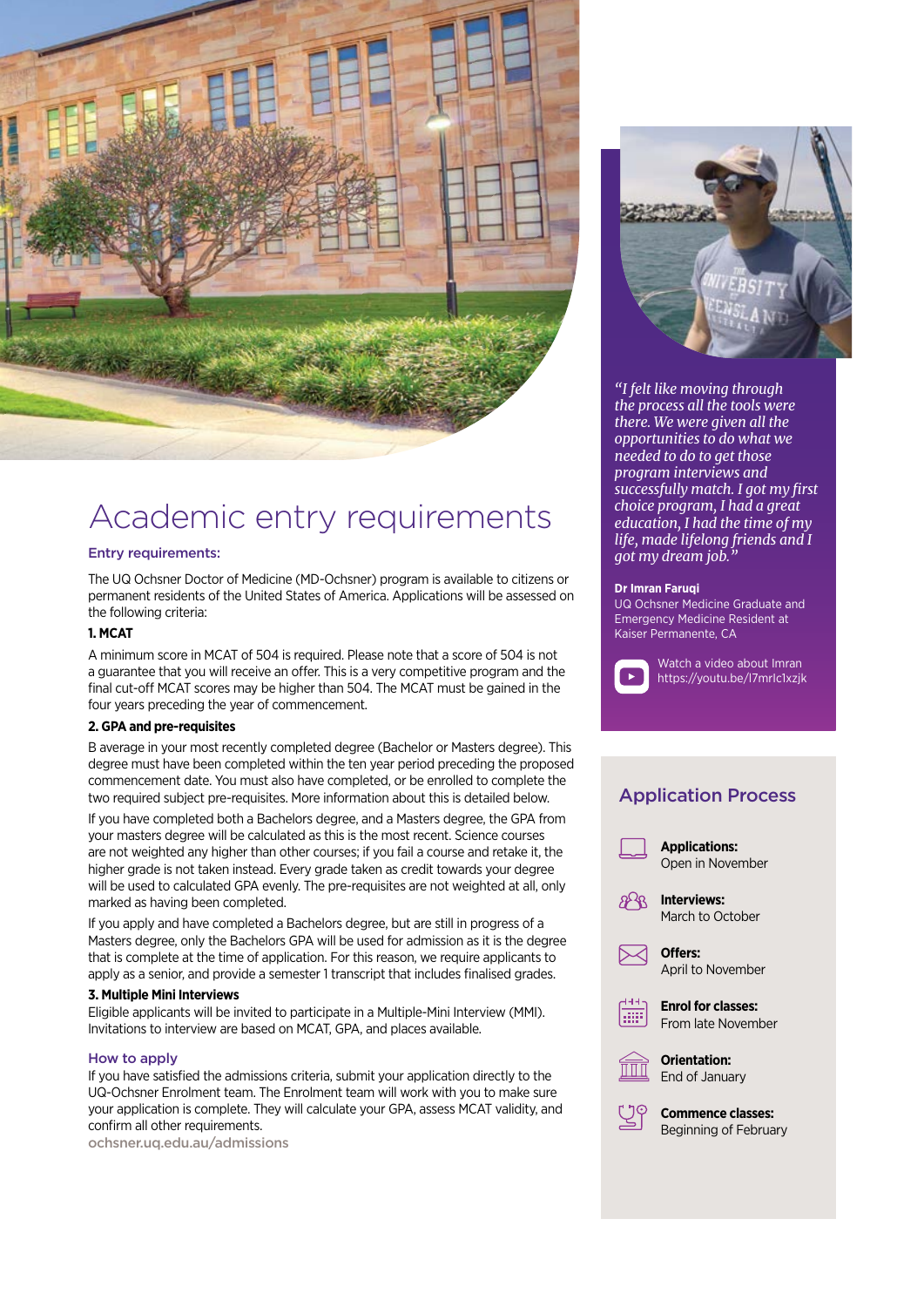# Academic entry requirements

### Entry requirements:

The UQ Ochsner Doctor of Medicine (MD-Ochsner) program is available to citizens or permanent residents of the United States of America. Applications will be assessed on the following criteria:

**1. MCAT**

A minimum score in MCAT of 504 is required. Please note that a score of 504 is not a guarantee that you will receive an offer. This is a very competitive program and the final cut-off MCAT scores may be higher than 504. The MCAT must be gained in the four years preceding the year of commencement.

**2. GPA and pre-requisites**

B average in your most recently completed degree (Bachelor or Masters degree). This degree must have been completed within the ten year period preceding the proposed commencement date. You must also have completed, or be enrolled to complete the two required subject pre-requisites. More information about this is detailed below.

If you have completed both a Bachelors degree, and a Masters degree, the GPA from your masters degree will be calculated as this is the most recent. Science courses are not weighted any higher than other courses; if you fail a course and retake it, the higher grade is not taken instead. Every grade taken as credit towards your degree will be used to calculated GPA evenly. The pre-requisites are not weighted at all, only marked as having been completed.

If you apply and have completed a Bachelors degree, but are still in progress of a Masters degree, only the Bachelors GPA will be used for admission as it is the degree that is complete at the time of application. For this reason, we require applicants to apply as a senior, and provide a semester 1 transcript that includes finalised grades.

**3. Multiple Mini Interviews**

Eligible applicants will be invited to participate in a Multiple-Mini Interview (MMI). Invitations to interview are based on MCAT, GPA, and places available.

### How to apply

If you have satisfied the admissions criteria, submit your application directly to the UQ-Ochsner Enrolment team. The Enrolment team will work with you to make sure your application is complete. They will calculate your GPA, assess MCAT validity, and confirm all other requirements.

ochsner.uq.edu.au/admissions

*"I felt like moving through the process all the tools were there. We were given all the opportunities to do what we needed to do to get those program interviews and successfully match. I got my first choice program, I had a great education, I had the time of my life, made lifelong friends and I got my dream job."*

**Dr Imran Faruqi**
UQ Ochsner Medicine Graduate and Emergency Medicine Resident at Kaiser Permanente, CA

Watch a video about Imran
https://youtu.be/l7mrlc1xzjk

## Application Process

**Applications:**
Open in November

**Interviews:**
March to October

**Offers:**
April to November

**Enrol for classes:**
From late November

**Orientation:**
End of January

**Commence classes:**
Beginning of February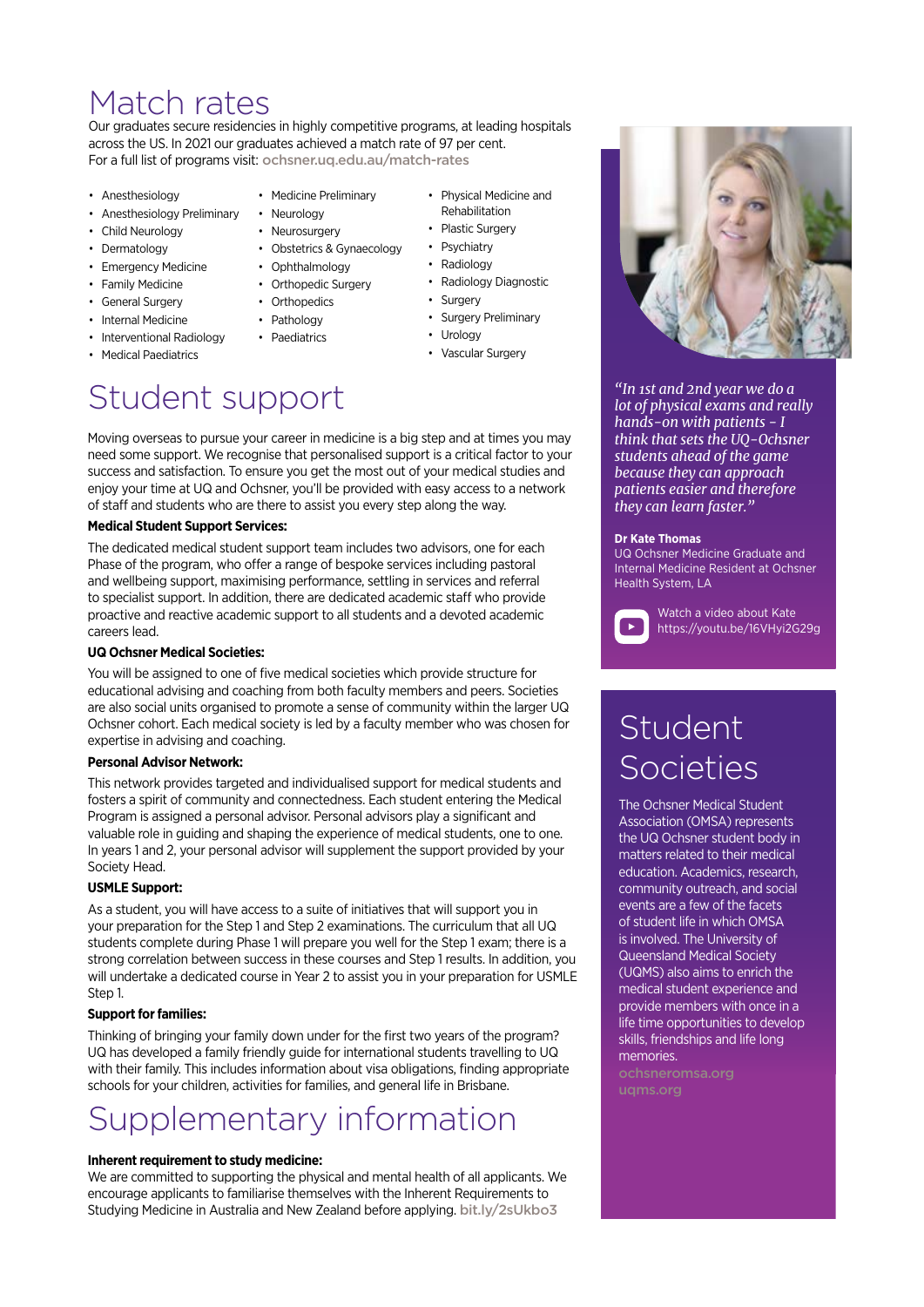# Match rates

Our graduates secure residencies in highly competitive programs, at leading hospitals across the US. In 2021 our graduates achieved a match rate of 97 per cent.
For a full list of programs visit: ochsner.uq.edu.au/match-rates

- Anesthesiology
- Anesthesiology Preliminary
- Child Neurology
- Dermatology
- Emergency Medicine
- Family Medicine
- General Surgery
- Internal Medicine
- Interventional Radiology
- Medical Paediatrics
- Medicine Preliminary
- Neurology
- Neurosurgery
- Obstetrics & Gynaecology
- Ophthalmology
- Orthopedic Surgery
- Orthopedics
- Pathology
- Paediatrics
- Physical Medicine and Rehabilitation
- Plastic Surgery
- Psychiatry
- Radiology
- Radiology Diagnostic
- Surgery
- Surgery Preliminary
- Urology
- Vascular Surgery

# Student support

Moving overseas to pursue your career in medicine is a big step and at times you may need some support. We recognise that personalised support is a critical factor to your success and satisfaction. To ensure you get the most out of your medical studies and enjoy your time at UQ and Ochsner, you'll be provided with easy access to a network of staff and students who are there to assist you every step along the way.

**Medical Student Support Services:**

The dedicated medical student support team includes two advisors, one for each Phase of the program, who offer a range of bespoke services including pastoral and wellbeing support, maximising performance, settling in services and referral to specialist support. In addition, there are dedicated academic staff who provide proactive and reactive academic support to all students and a devoted academic careers lead.

**UQ Ochsner Medical Societies:**

You will be assigned to one of five medical societies which provide structure for educational advising and coaching from both faculty members and peers. Societies are also social units organised to promote a sense of community within the larger UQ Ochsner cohort. Each medical society is led by a faculty member who was chosen for expertise in advising and coaching.

**Personal Advisor Network:**

This network provides targeted and individualised support for medical students and fosters a spirit of community and connectedness. Each student entering the Medical Program is assigned a personal advisor. Personal advisors play a significant and valuable role in guiding and shaping the experience of medical students, one to one. In years 1 and 2, your personal advisor will supplement the support provided by your Society Head.

**USMLE Support:**

As a student, you will have access to a suite of initiatives that will support you in your preparation for the Step 1 and Step 2 examinations. The curriculum that all UQ students complete during Phase 1 will prepare you well for the Step 1 exam; there is a strong correlation between success in these courses and Step 1 results. In addition, you will undertake a dedicated course in Year 2 to assist you in your preparation for USMLE Step 1.

**Support for families:**

Thinking of bringing your family down under for the first two years of the program? UQ has developed a family friendly guide for international students travelling to UQ with their family. This includes information about visa obligations, finding appropriate schools for your children, activities for families, and general life in Brisbane.

# Supplementary information

**Inherent requirement to study medicine:**

We are committed to supporting the physical and mental health of all applicants. We encourage applicants to familiarise themselves with the Inherent Requirements to Studying Medicine in Australia and New Zealand before applying. bit.ly/2sUkbo3

*"In 1st and 2nd year we do a lot of physical exams and really hands-on with patients – I think that sets the UQ-Ochsner students ahead of the game because they can approach patients easier and therefore they can learn faster."*

**Dr Kate Thomas**
UQ Ochsner Medicine Graduate and Internal Medicine Resident at Ochsner Health System, LA

Watch a video about Kate
https://youtu.be/16VHyi2G29g

# Student Societies

The Ochsner Medical Student Association (OMSA) represents the UQ Ochsner student body in matters related to their medical education. Academics, research, community outreach, and social events are a few of the facets of student life in which OMSA is involved. The University of Queensland Medical Society (UQMS) also aims to enrich the medical student experience and provide members with once in a life time opportunities to develop skills, friendships and life long memories.

ochsneromsa.org
uqms.org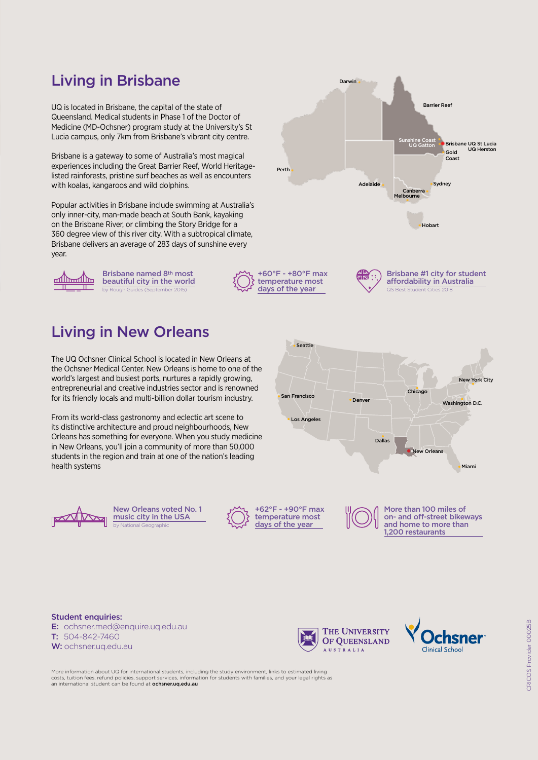## Living in Brisbane

UQ is located in Brisbane, the capital of the state of Queensland. Medical students in Phase 1 of the Doctor of Medicine (MD-Ochsner) program study at the University's St Lucia campus, only 7km from Brisbane's vibrant city centre.

Brisbane is a gateway to some of Australia's most magical experiences including the Great Barrier Reef, World Heritage-listed rainforests, pristine surf beaches as well as encounters with koalas, kangaroos and wild dolphins.

Popular activities in Brisbane include swimming at Australia's only inner-city, man-made beach at South Bank, kayaking on the Brisbane River, or climbing the Story Bridge for a 360 degree view of this river city. With a subtropical climate, Brisbane delivers an average of 283 days of sunshine every year.

Darwin
Barrier Reef
Sunshine Coast
UQ Gatton
Brisbane UQ St Lucia
UQ Herston
Gold Coast
Perth
Adelaide
Sydney
Canberra
Melbourne
Hobart

**Brisbane named 8th most beautiful city in the world**
by Rough Guides (September 2015)

**+60°F - +80°F max temperature most days of the year**

**Brisbane #1 city for student affordability in Australia**
QS Best Student Cities 2018

## Living in New Orleans

The UQ Ochsner Clinical School is located in New Orleans at the Ochsner Medical Center. New Orleans is home to one of the world's largest and busiest ports, nurtures a rapidly growing, entrepreneurial and creative industries sector and is renowned for its friendly locals and multi-billion dollar tourism industry.

From its world-class gastronomy and eclectic art scene to its distinctive architecture and proud neighbourhoods, New Orleans has something for everyone. When you study medicine in New Orleans, you'll join a community of more than 50,000 students in the region and train at one of the nation's leading health systems

Seattle
San Francisco
Los Angeles
Denver
Chicago
New York City
Washington D.C.
Dallas
New Orleans
Miami

**New Orleans voted No. 1 music city in the USA**
by National Geographic

**+62°F - +90°F max temperature most days of the year**

**More than 100 miles of on- and off-street bikeways and home to more than 1,200 restaurants**

**Student enquiries:**
**E:** ochsner.med@enquire.uq.edu.au
**T:** 504-842-7460
**W:** ochsner.uq.edu.au

The University of Queensland Australia

Ochsner Clinical School

More information about UQ for international students, including the study environment, links to estimated living costs, tuition fees, refund policies, support services, information for students with families, and your legal rights as an international student can be found at **ochsner.uq.edu.au**

CRICOS Provider 00025B